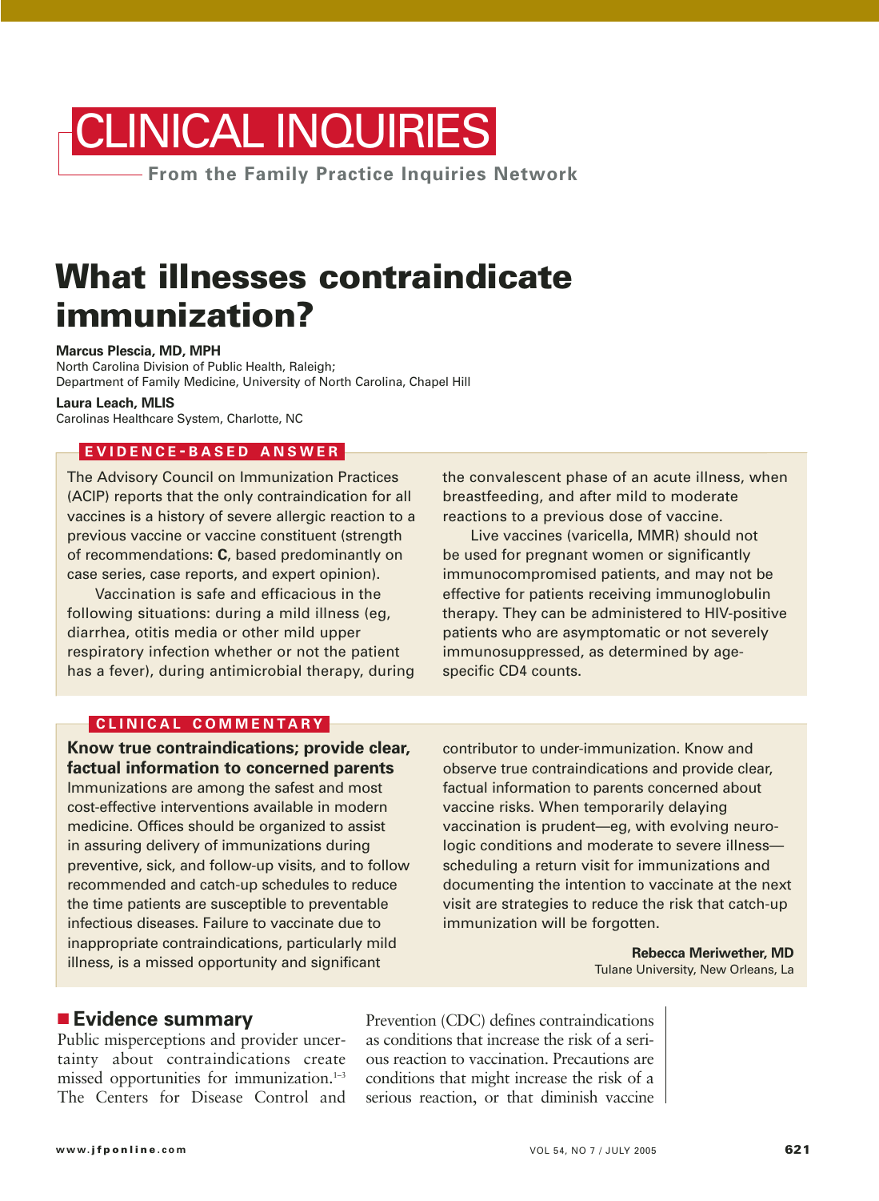# CLINICAL INQUIRIES

From the Family Practice Inquiries Network

# What illnesses contraindicate immunization?

**Marcus Plescia, MD, MPH**
North Carolina Division of Public Health, Raleigh;
Department of Family Medicine, University of North Carolina, Chapel Hill

**Laura Leach, MLIS**
Carolinas Healthcare System, Charlotte, NC

## EVIDENCE-BASED ANSWER

The Advisory Council on Immunization Practices (ACIP) reports that the only contraindication for all vaccines is a history of severe allergic reaction to a previous vaccine or vaccine constituent (strength of recommendations: **C**, based predominantly on case series, case reports, and expert opinion).

Vaccination is safe and efficacious in the following situations: during a mild illness (eg, diarrhea, otitis media or other mild upper respiratory infection whether or not the patient has a fever), during antimicrobial therapy, during the convalescent phase of an acute illness, when breastfeeding, and after mild to moderate reactions to a previous dose of vaccine.

Live vaccines (varicella, MMR) should not be used for pregnant women or significantly immunocompromised patients, and may not be effective for patients receiving immunoglobulin therapy. They can be administered to HIV-positive patients who are asymptomatic or not severely immunosuppressed, as determined by age-specific CD4 counts.

## CLINICAL COMMENTARY

**Know true contraindications; provide clear, factual information to concerned parents**

Immunizations are among the safest and most cost-effective interventions available in modern medicine. Offices should be organized to assist in assuring delivery of immunizations during preventive, sick, and follow-up visits, and to follow recommended and catch-up schedules to reduce the time patients are susceptible to preventable infectious diseases. Failure to vaccinate due to inappropriate contraindications, particularly mild illness, is a missed opportunity and significant contributor to under-immunization. Know and observe true contraindications and provide clear, factual information to parents concerned about vaccine risks. When temporarily delaying vaccination is prudent—eg, with evolving neurologic conditions and moderate to severe illness—scheduling a return visit for immunizations and documenting the intention to vaccinate at the next visit are strategies to reduce the risk that catch-up immunization will be forgotten.

**Rebecca Meriwether, MD**
Tulane University, New Orleans, La

## Evidence summary

Public misperceptions and provider uncertainty about contraindications create missed opportunities for immunization.[1–3] The Centers for Disease Control and Prevention (CDC) defines contraindications as conditions that increase the risk of a serious reaction to vaccination. Precautions are conditions that might increase the risk of a serious reaction, or that diminish vaccine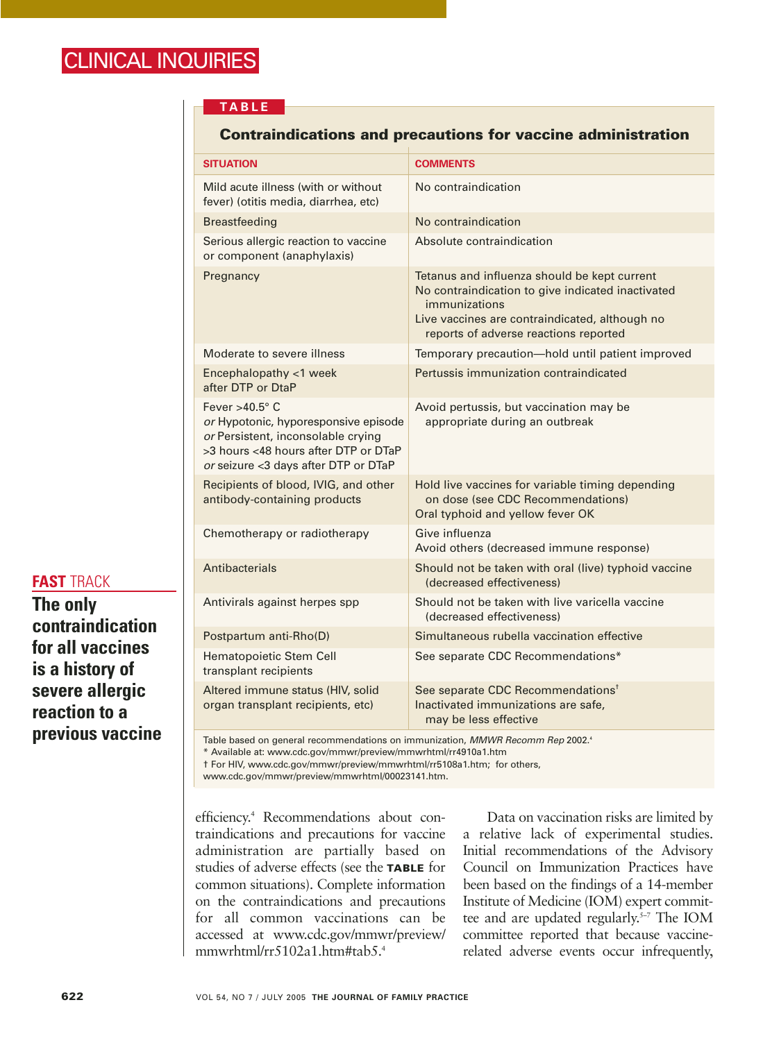**TABLE**

**Contraindications and precautions for vaccine administration**

| SITUATION | COMMENTS |
|---|---|
| Mild acute illness (with or without fever) (otitis media, diarrhea, etc) | No contraindication |
| Breastfeeding | No contraindication |
| Serious allergic reaction to vaccine or component (anaphylaxis) | Absolute contraindication |
| Pregnancy | Tetanus and influenza should be kept current<br>No contraindication to give indicated inactivated immunizations<br>Live vaccines are contraindicated, although no reports of adverse reactions reported |
| Moderate to severe illness | Temporary precaution—hold until patient improved |
| Encephalopathy <1 week after DTP or DtaP | Pertussis immunization contraindicated |
| Fever >40.5° C<br>*or* Hypotonic, hyporesponsive episode<br>*or* Persistent, inconsolable crying >3 hours <48 hours after DTP or DTaP<br>*or* seizure <3 days after DTP or DTaP | Avoid pertussis, but vaccination may be appropriate during an outbreak |
| Recipients of blood, IVIG, and other antibody-containing products | Hold live vaccines for variable timing depending on dose (see CDC Recommendations)<br>Oral typhoid and yellow fever OK |
| Chemotherapy or radiotherapy | Give influenza<br>Avoid others (decreased immune response) |
| Antibacterials | Should not be taken with oral (live) typhoid vaccine (decreased effectiveness) |
| Antivirals against herpes spp | Should not be taken with live varicella vaccine (decreased effectiveness) |
| Postpartum anti-Rho(D) | Simultaneous rubella vaccination effective |
| Hematopoietic Stem Cell transplant recipients | See separate CDC Recommendations* |
| Altered immune status (HIV, solid organ transplant recipients, etc) | See separate CDC Recommendations†<br>Inactivated immunizations are safe, may be less effective |

Table based on general recommendations on immunization, *MMWR Recomm Rep* 2002.[4]
\* Available at: www.cdc.gov/mmwr/preview/mmwrhtml/rr4910a1.htm
† For HIV, www.cdc.gov/mmwr/preview/mmwrhtml/rr5108a1.htm; for others, www.cdc.gov/mmwr/preview/mmwrhtml/00023141.htm.

**FAST TRACK**
**The only contraindication for all vaccines is a history of severe allergic reaction to a previous vaccine**

efficiency.[4] Recommendations about contraindications and precautions for vaccine administration are partially based on studies of adverse effects (see the **TABLE** for common situations). Complete information on the contraindications and precautions for all common vaccinations can be accessed at www.cdc.gov/mmwr/preview/mmwrhtml/rr5102a1.htm#tab5.[4]

Data on vaccination risks are limited by a relative lack of experimental studies. Initial recommendations of the Advisory Council on Immunization Practices have been based on the findings of a 14-member Institute of Medicine (IOM) expert committee and are updated regularly.[5–7] The IOM committee reported that because vaccine-related adverse events occur infrequently,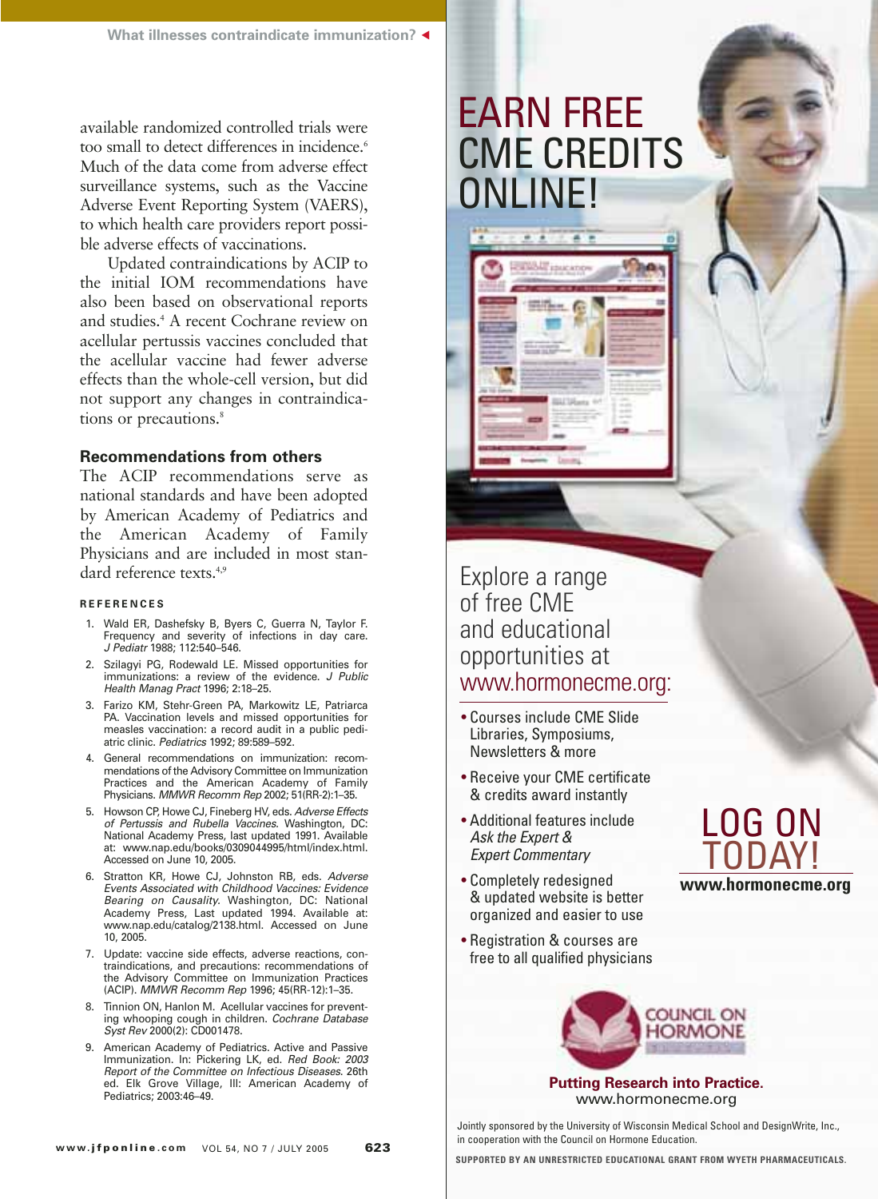available randomized controlled trials were too small to detect differences in incidence.[6] Much of the data come from adverse effect surveillance systems, such as the Vaccine Adverse Event Reporting System (VAERS), to which health care providers report possible adverse effects of vaccinations.

Updated contraindications by ACIP to the initial IOM recommendations have also been based on observational reports and studies.[4] A recent Cochrane review on acellular pertussis vaccines concluded that the acellular vaccine had fewer adverse effects than the whole-cell version, but did not support any changes in contraindications or precautions.[8]

### Recommendations from others

The ACIP recommendations serve as national standards and have been adopted by American Academy of Pediatrics and the American Academy of Family Physicians and are included in most standard reference texts.[4,9]

#### REFERENCES

1. Wald ER, Dashefsky B, Byers C, Guerra N, Taylor F. Frequency and severity of infections in day care. *J Pediatr* 1988; 112:540–546.
2. Szilagyi PG, Rodewald LE. Missed opportunities for immunizations: a review of the evidence. *J Public Health Manag Pract* 1996; 2:18–25.
3. Farizo KM, Stehr-Green PA, Markowitz LE, Patriarca PA. Vaccination levels and missed opportunities for measles vaccination: a record audit in a public pediatric clinic. *Pediatrics* 1992; 89:589–592.
4. General recommendations on immunization: recommendations of the Advisory Committee on Immunization Practices and the American Academy of Family Physicians. *MMWR Recomm Rep* 2002; 51(RR-2):1–35.
5. Howson CP, Howe CJ, Fineberg HV, eds. *Adverse Effects of Pertussis and Rubella Vaccines*. Washington, DC: National Academy Press, last updated 1991. Available at: www.nap.edu/books/0309044995/html/index.html. Accessed on June 10, 2005.
6. Stratton KR, Howe CJ, Johnston RB, eds. *Adverse Events Associated with Childhood Vaccines: Evidence Bearing on Causality*. Washington, DC: National Academy Press, Last updated 1994. Available at: www.nap.edu/catalog/2138.html. Accessed on June 10, 2005.
7. Update: vaccine side effects, adverse reactions, contraindications, and precautions: recommendations of the Advisory Committee on Immunization Practices (ACIP). *MMWR Recomm Rep* 1996; 45(RR-12):1–35.
8. Tinnion ON, Hanlon M. Acellular vaccines for preventing whooping cough in children. *Cochrane Database Syst Rev* 2000(2): CD001478.
9. American Academy of Pediatrics. Active and Passive Immunization. In: Pickering LK, ed. *Red Book: 2003 Report of the Committee on Infectious Diseases*. 26th ed. Elk Grove Village, Ill: American Academy of Pediatrics; 2003:46–49.

# EARN FREE CME CREDITS ONLINE!

Explore a range of free CME and educational opportunities at www.hormonecme.org:

- Courses include CME Slide Libraries, Symposiums, Newsletters & more
- Receive your CME certificate & credits award instantly
- Additional features include *Ask the Expert & Expert Commentary*
- Completely redesigned & updated website is better organized and easier to use
- Registration & courses are free to all qualified physicians

LOG ON TODAY!

**www.hormonecme.org**

COUNCIL ON HORMONE EDUCATION

**Putting Research into Practice.**
www.hormonecme.org

Jointly sponsored by the University of Wisconsin Medical School and DesignWrite, Inc., in cooperation with the Council on Hormone Education.

SUPPORTED BY AN UNRESTRICTED EDUCATIONAL GRANT FROM WYETH PHARMACEUTICALS.